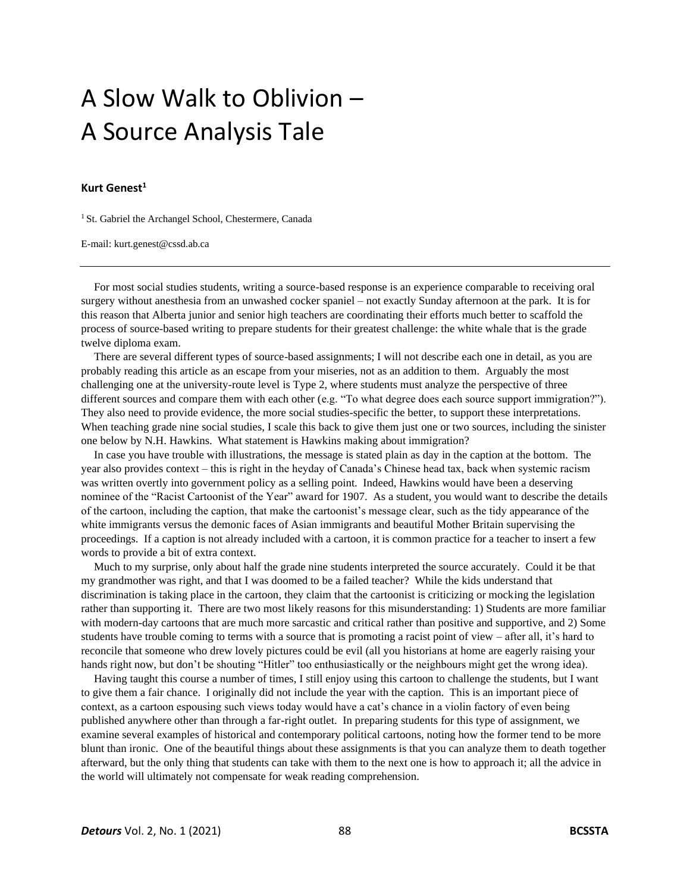# A Slow Walk to Oblivion – A Source Analysis Tale

**Kurt Genest**[1]

[1] St. Gabriel the Archangel School, Chestermere, Canada

E-mail: kurt.genest@cssd.ab.ca

---

For most social studies students, writing a source-based response is an experience comparable to receiving oral surgery without anesthesia from an unwashed cocker spaniel – not exactly Sunday afternoon at the park. It is for this reason that Alberta junior and senior high teachers are coordinating their efforts much better to scaffold the process of source-based writing to prepare students for their greatest challenge: the white whale that is the grade twelve diploma exam.

There are several different types of source-based assignments; I will not describe each one in detail, as you are probably reading this article as an escape from your miseries, not as an addition to them. Arguably the most challenging one at the university-route level is Type 2, where students must analyze the perspective of three different sources and compare them with each other (e.g. "To what degree does each source support immigration?"). They also need to provide evidence, the more social studies-specific the better, to support these interpretations. When teaching grade nine social studies, I scale this back to give them just one or two sources, including the sinister one below by N.H. Hawkins. What statement is Hawkins making about immigration?

In case you have trouble with illustrations, the message is stated plain as day in the caption at the bottom. The year also provides context – this is right in the heyday of Canada's Chinese head tax, back when systemic racism was written overtly into government policy as a selling point. Indeed, Hawkins would have been a deserving nominee of the "Racist Cartoonist of the Year" award for 1907. As a student, you would want to describe the details of the cartoon, including the caption, that make the cartoonist's message clear, such as the tidy appearance of the white immigrants versus the demonic faces of Asian immigrants and beautiful Mother Britain supervising the proceedings. If a caption is not already included with a cartoon, it is common practice for a teacher to insert a few words to provide a bit of extra context.

Much to my surprise, only about half the grade nine students interpreted the source accurately. Could it be that my grandmother was right, and that I was doomed to be a failed teacher? While the kids understand that discrimination is taking place in the cartoon, they claim that the cartoonist is criticizing or mocking the legislation rather than supporting it. There are two most likely reasons for this misunderstanding: 1) Students are more familiar with modern-day cartoons that are much more sarcastic and critical rather than positive and supportive, and 2) Some students have trouble coming to terms with a source that is promoting a racist point of view – after all, it's hard to reconcile that someone who drew lovely pictures could be evil (all you historians at home are eagerly raising your hands right now, but don't be shouting "Hitler" too enthusiastically or the neighbours might get the wrong idea).

Having taught this course a number of times, I still enjoy using this cartoon to challenge the students, but I want to give them a fair chance. I originally did not include the year with the caption. This is an important piece of context, as a cartoon espousing such views today would have a cat's chance in a violin factory of even being published anywhere other than through a far-right outlet. In preparing students for this type of assignment, we examine several examples of historical and contemporary political cartoons, noting how the former tend to be more blunt than ironic. One of the beautiful things about these assignments is that you can analyze them to death together afterward, but the only thing that students can take with them to the next one is how to approach it; all the advice in the world will ultimately not compensate for weak reading comprehension.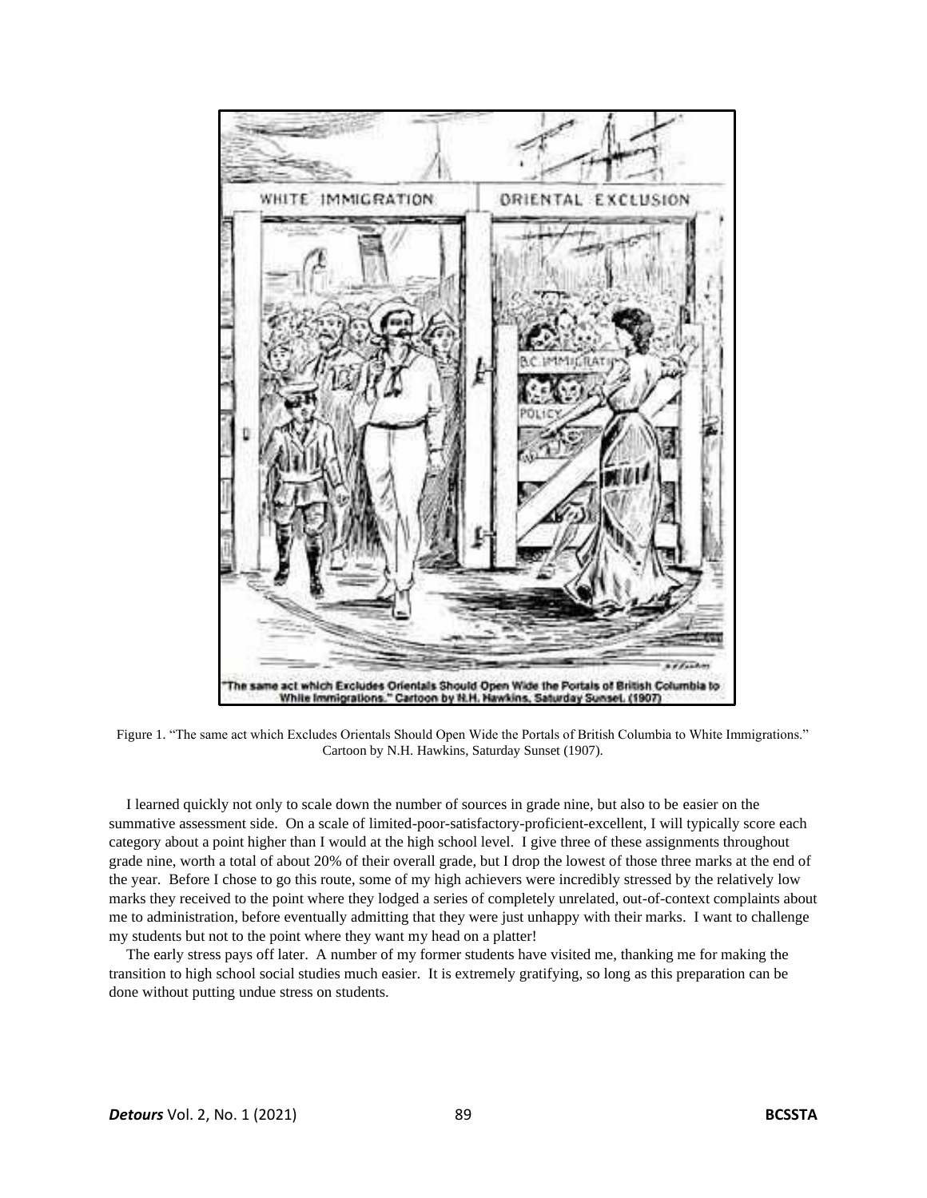Figure 1. "The same act which Excludes Orientals Should Open Wide the Portals of British Columbia to White Immigrations." Cartoon by N.H. Hawkins, Saturday Sunset (1907).

I learned quickly not only to scale down the number of sources in grade nine, but also to be easier on the summative assessment side. On a scale of limited-poor-satisfactory-proficient-excellent, I will typically score each category about a point higher than I would at the high school level. I give three of these assignments throughout grade nine, worth a total of about 20% of their overall grade, but I drop the lowest of those three marks at the end of the year. Before I chose to go this route, some of my high achievers were incredibly stressed by the relatively low marks they received to the point where they lodged a series of completely unrelated, out-of-context complaints about me to administration, before eventually admitting that they were just unhappy with their marks. I want to challenge my students but not to the point where they want my head on a platter!

The early stress pays off later. A number of my former students have visited me, thanking me for making the transition to high school social studies much easier. It is extremely gratifying, so long as this preparation can be done without putting undue stress on students.